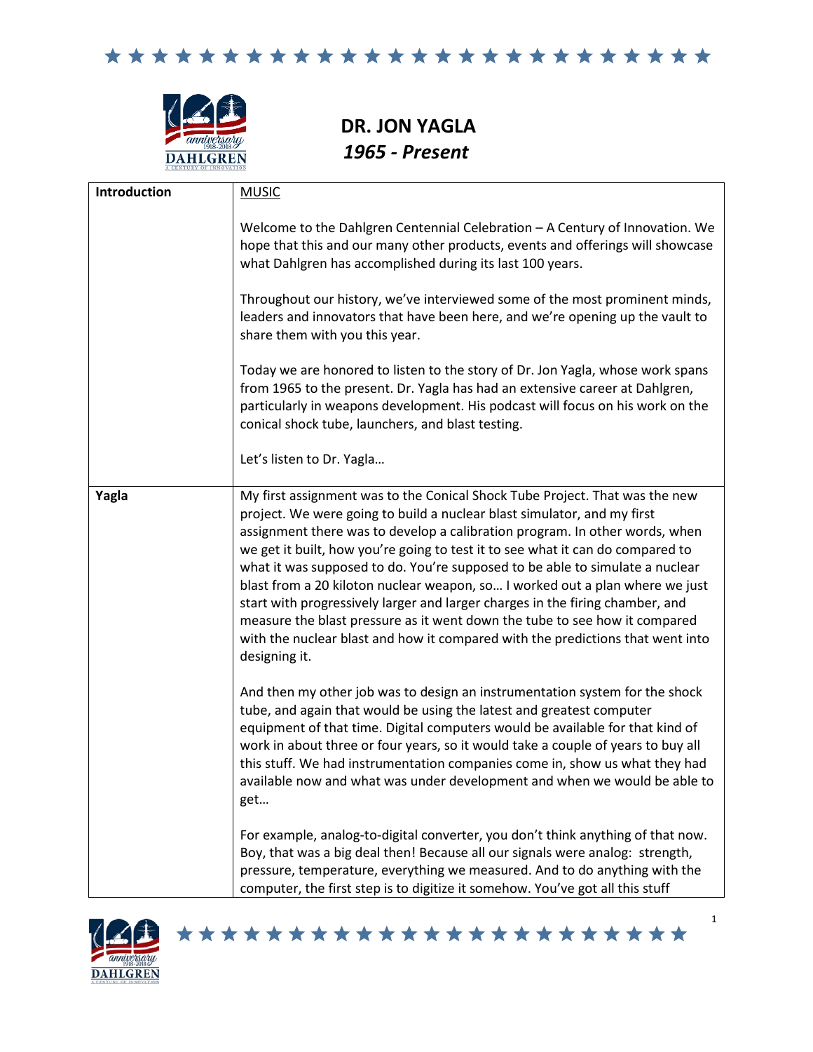# DR. JON YAGLA
## *1965 - Present*

| | |
|---|---|
| **Introduction** | MUSIC<br><br>Welcome to the Dahlgren Centennial Celebration – A Century of Innovation. We hope that this and our many other products, events and offerings will showcase what Dahlgren has accomplished during its last 100 years.<br><br>Throughout our history, we've interviewed some of the most prominent minds, leaders and innovators that have been here, and we're opening up the vault to share them with you this year.<br><br>Today we are honored to listen to the story of Dr. Jon Yagla, whose work spans from 1965 to the present. Dr. Yagla has had an extensive career at Dahlgren, particularly in weapons development. His podcast will focus on his work on the conical shock tube, launchers, and blast testing.<br><br>Let's listen to Dr. Yagla… |
| **Yagla** | My first assignment was to the Conical Shock Tube Project. That was the new project. We were going to build a nuclear blast simulator, and my first assignment there was to develop a calibration program. In other words, when we get it built, how you're going to test it to see what it can do compared to what it was supposed to do. You're supposed to be able to simulate a nuclear blast from a 20 kiloton nuclear weapon, so… I worked out a plan where we just start with progressively larger and larger charges in the firing chamber, and measure the blast pressure as it went down the tube to see how it compared with the nuclear blast and how it compared with the predictions that went into designing it.<br><br>And then my other job was to design an instrumentation system for the shock tube, and again that would be using the latest and greatest computer equipment of that time. Digital computers would be available for that kind of work in about three or four years, so it would take a couple of years to buy all this stuff. We had instrumentation companies come in, show us what they had available now and what was under development and when we would be able to get…<br><br>For example, analog-to-digital converter, you don't think anything of that now. Boy, that was a big deal then! Because all our signals were analog: strength, pressure, temperature, everything we measured. And to do anything with the computer, the first step is to digitize it somehow. You've got all this stuff |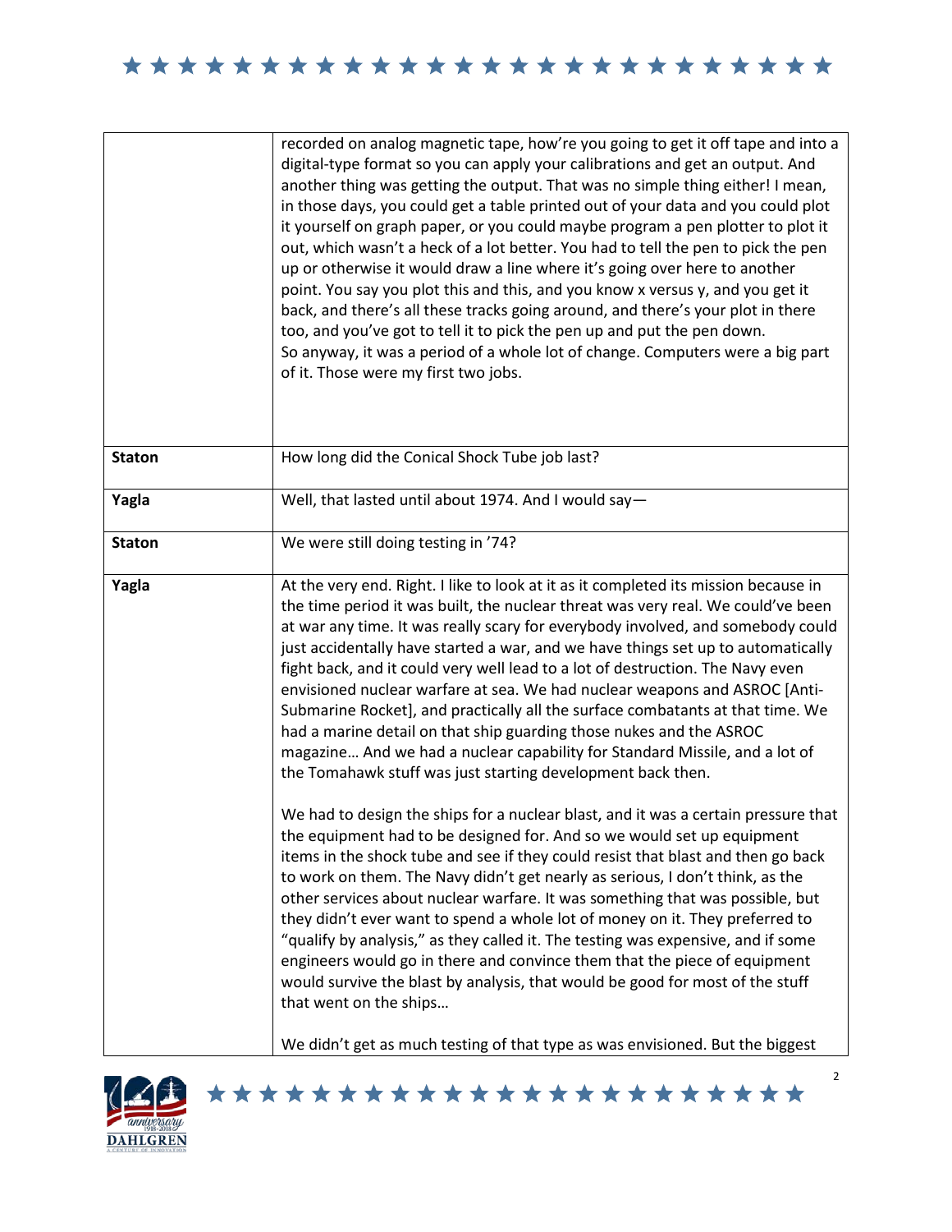| | |
|---|---|
| | recorded on analog magnetic tape, how're you going to get it off tape and into a digital-type format so you can apply your calibrations and get an output. And another thing was getting the output. That was no simple thing either! I mean, in those days, you could get a table printed out of your data and you could plot it yourself on graph paper, or you could maybe program a pen plotter to plot it out, which wasn't a heck of a lot better. You had to tell the pen to pick the pen up or otherwise it would draw a line where it's going over here to another point. You say you plot this and this, and you know x versus y, and you get it back, and there's all these tracks going around, and there's your plot in there too, and you've got to tell it to pick the pen up and put the pen down. So anyway, it was a period of a whole lot of change. Computers were a big part of it. Those were my first two jobs. |
| **Staton** | How long did the Conical Shock Tube job last? |
| **Yagla** | Well, that lasted until about 1974. And I would say— |
| **Staton** | We were still doing testing in '74? |
| **Yagla** | At the very end. Right. I like to look at it as it completed its mission because in the time period it was built, the nuclear threat was very real. We could've been at war any time. It was really scary for everybody involved, and somebody could just accidentally have started a war, and we have things set up to automatically fight back, and it could very well lead to a lot of destruction. The Navy even envisioned nuclear warfare at sea. We had nuclear weapons and ASROC [Anti-Submarine Rocket], and practically all the surface combatants at that time. We had a marine detail on that ship guarding those nukes and the ASROC magazine… And we had a nuclear capability for Standard Missile, and a lot of the Tomahawk stuff was just starting development back then.<br><br>We had to design the ships for a nuclear blast, and it was a certain pressure that the equipment had to be designed for. And so we would set up equipment items in the shock tube and see if they could resist that blast and then go back to work on them. The Navy didn't get nearly as serious, I don't think, as the other services about nuclear warfare. It was something that was possible, but they didn't ever want to spend a whole lot of money on it. They preferred to "qualify by analysis," as they called it. The testing was expensive, and if some engineers would go in there and convince them that the piece of equipment would survive the blast by analysis, that would be good for most of the stuff that went on the ships…<br><br>We didn't get as much testing of that type as was envisioned. But the biggest |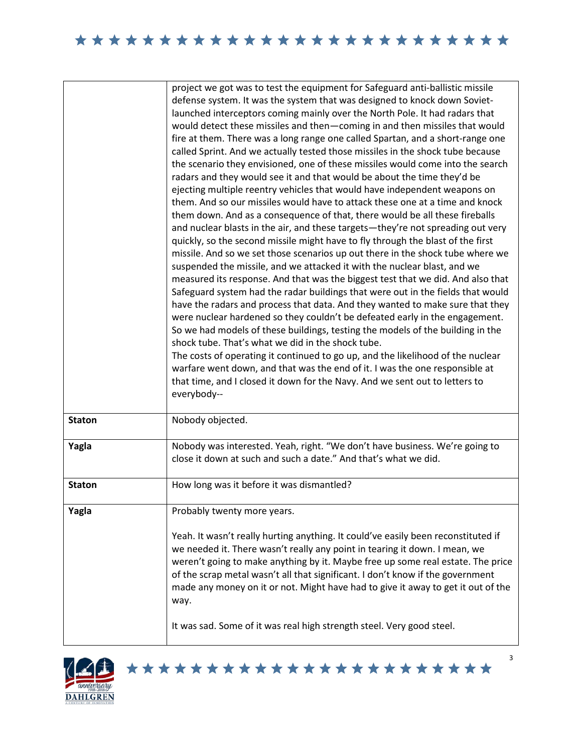| | |
|---|---|
| | project we got was to test the equipment for Safeguard anti-ballistic missile defense system. It was the system that was designed to knock down Soviet-launched interceptors coming mainly over the North Pole. It had radars that would detect these missiles and then—coming in and then missiles that would fire at them. There was a long range one called Spartan, and a short-range one called Sprint. And we actually tested those missiles in the shock tube because the scenario they envisioned, one of these missiles would come into the search radars and they would see it and that would be about the time they'd be ejecting multiple reentry vehicles that would have independent weapons on them. And so our missiles would have to attack these one at a time and knock them down. And as a consequence of that, there would be all these fireballs and nuclear blasts in the air, and these targets—they're not spreading out very quickly, so the second missile might have to fly through the blast of the first missile. And so we set those scenarios up out there in the shock tube where we suspended the missile, and we attacked it with the nuclear blast, and we measured its response. And that was the biggest test that we did. And also that Safeguard system had the radar buildings that were out in the fields that would have the radars and process that data. And they wanted to make sure that they were nuclear hardened so they couldn't be defeated early in the engagement. So we had models of these buildings, testing the models of the building in the shock tube. That's what we did in the shock tube.<br>The costs of operating it continued to go up, and the likelihood of the nuclear warfare went down, and that was the end of it. I was the one responsible at that time, and I closed it down for the Navy. And we sent out to letters to everybody-- |
| **Staton** | Nobody objected. |
| **Yagla** | Nobody was interested. Yeah, right. "We don't have business. We're going to close it down at such and such a date." And that's what we did. |
| **Staton** | How long was it before it was dismantled? |
| **Yagla** | Probably twenty more years.<br><br>Yeah. It wasn't really hurting anything. It could've easily been reconstituted if we needed it. There wasn't really any point in tearing it down. I mean, we weren't going to make anything by it. Maybe free up some real estate. The price of the scrap metal wasn't all that significant. I don't know if the government made any money on it or not. Might have had to give it away to get it out of the way.<br><br>It was sad. Some of it was real high strength steel. Very good steel. |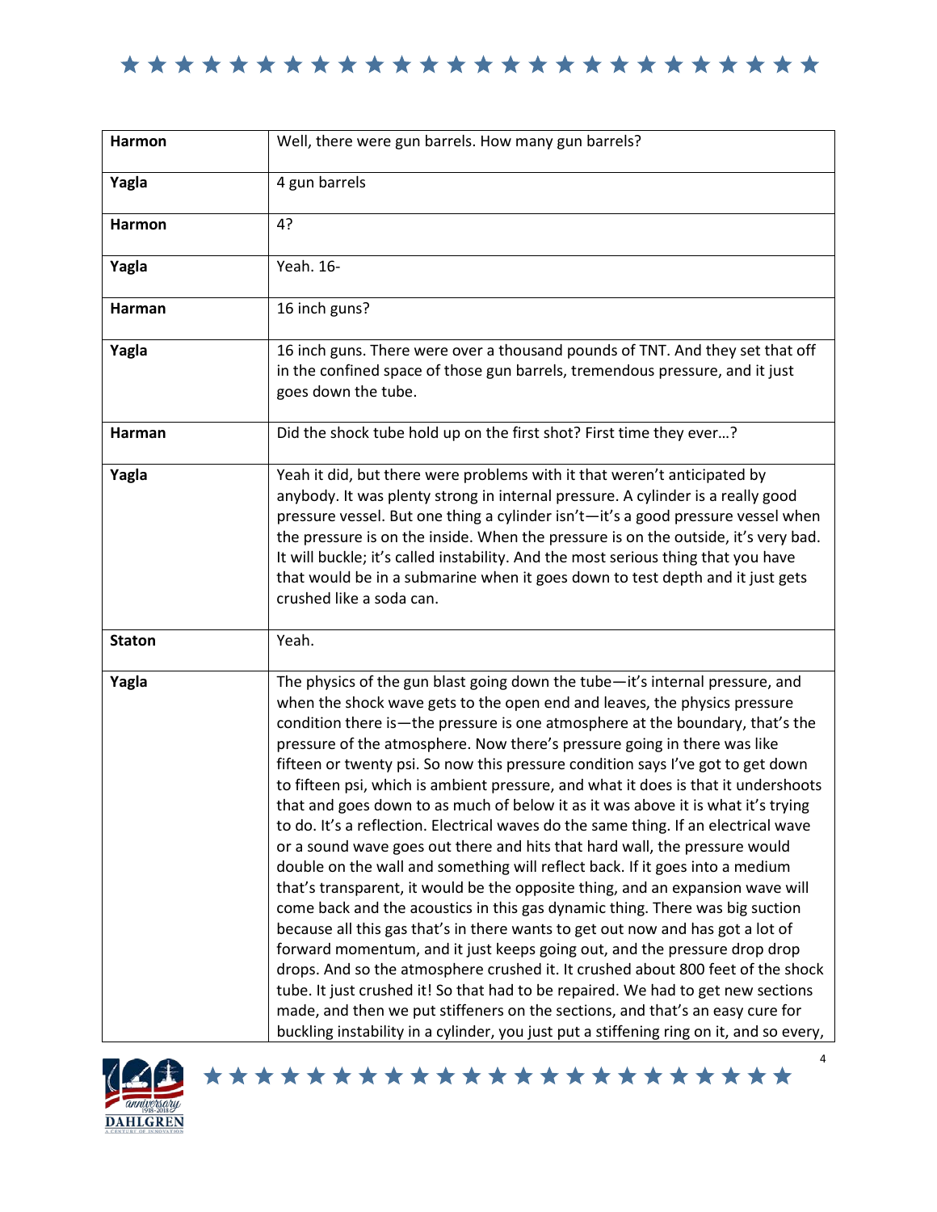| | |
|---|---|
| **Harmon** | Well, there were gun barrels. How many gun barrels? |
| **Yagla** | 4 gun barrels |
| **Harmon** | 4? |
| **Yagla** | Yeah. 16- |
| **Harman** | 16 inch guns? |
| **Yagla** | 16 inch guns. There were over a thousand pounds of TNT. And they set that off in the confined space of those gun barrels, tremendous pressure, and it just goes down the tube. |
| **Harman** | Did the shock tube hold up on the first shot? First time they ever…? |
| **Yagla** | Yeah it did, but there were problems with it that weren't anticipated by anybody. It was plenty strong in internal pressure. A cylinder is a really good pressure vessel. But one thing a cylinder isn't—it's a good pressure vessel when the pressure is on the inside. When the pressure is on the outside, it's very bad. It will buckle; it's called instability. And the most serious thing that you have that would be in a submarine when it goes down to test depth and it just gets crushed like a soda can. |
| **Staton** | Yeah. |
| **Yagla** | The physics of the gun blast going down the tube—it's internal pressure, and when the shock wave gets to the open end and leaves, the physics pressure condition there is—the pressure is one atmosphere at the boundary, that's the pressure of the atmosphere. Now there's pressure going in there was like fifteen or twenty psi. So now this pressure condition says I've got to get down to fifteen psi, which is ambient pressure, and what it does is that it undershoots that and goes down to as much of below it as it was above it is what it's trying to do. It's a reflection. Electrical waves do the same thing. If an electrical wave or a sound wave goes out there and hits that hard wall, the pressure would double on the wall and something will reflect back. If it goes into a medium that's transparent, it would be the opposite thing, and an expansion wave will come back and the acoustics in this gas dynamic thing. There was big suction because all this gas that's in there wants to get out now and has got a lot of forward momentum, and it just keeps going out, and the pressure drop drop drops. And so the atmosphere crushed it. It crushed about 800 feet of the shock tube. It just crushed it! So that had to be repaired. We had to get new sections made, and then we put stiffeners on the sections, and that's an easy cure for buckling instability in a cylinder, you just put a stiffening ring on it, and so every, |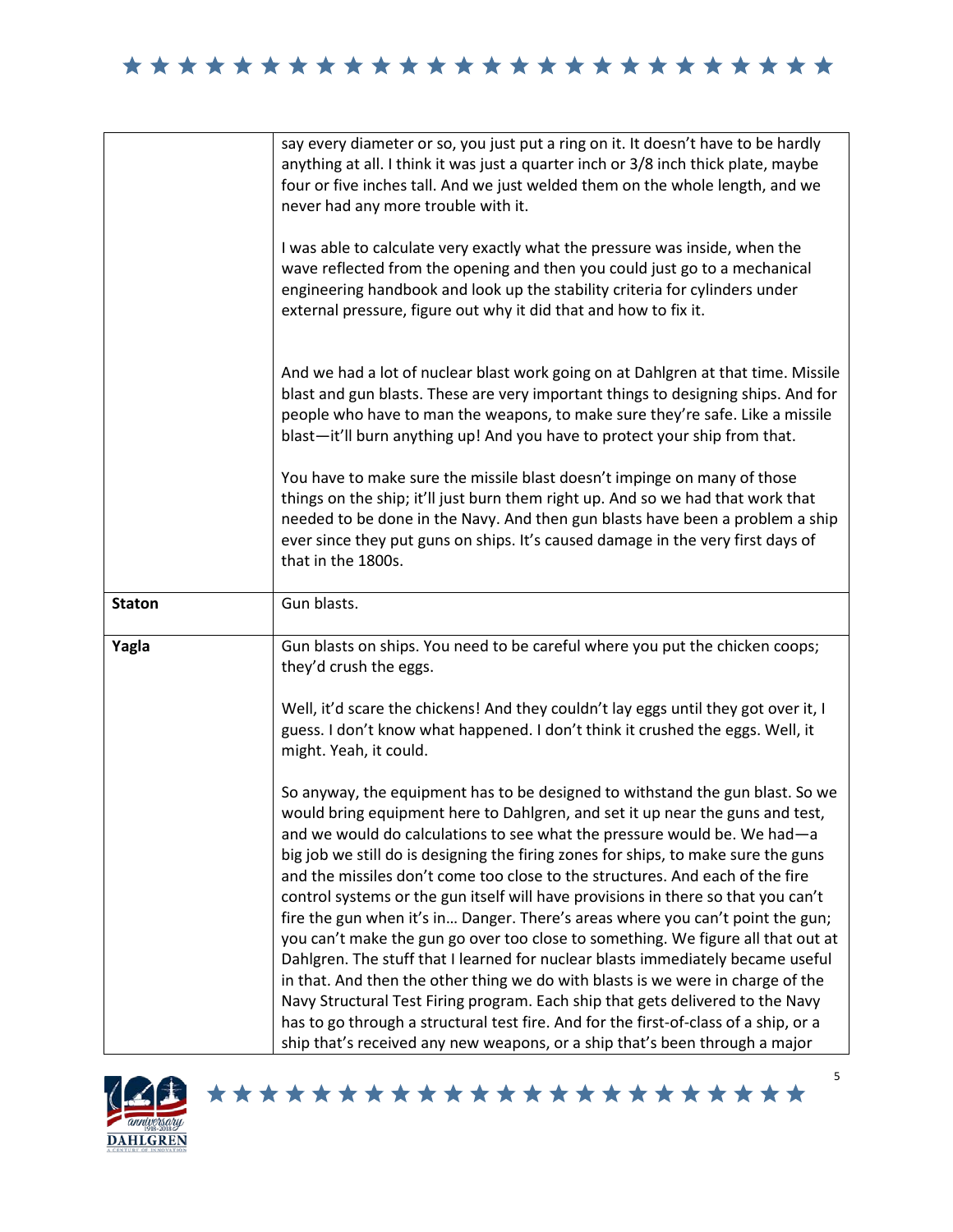| | |
|---|---|
| | say every diameter or so, you just put a ring on it. It doesn't have to be hardly anything at all. I think it was just a quarter inch or 3/8 inch thick plate, maybe four or five inches tall. And we just welded them on the whole length, and we never had any more trouble with it.<br><br>I was able to calculate very exactly what the pressure was inside, when the wave reflected from the opening and then you could just go to a mechanical engineering handbook and look up the stability criteria for cylinders under external pressure, figure out why it did that and how to fix it.<br><br>And we had a lot of nuclear blast work going on at Dahlgren at that time. Missile blast and gun blasts. These are very important things to designing ships. And for people who have to man the weapons, to make sure they're safe. Like a missile blast—it'll burn anything up! And you have to protect your ship from that.<br><br>You have to make sure the missile blast doesn't impinge on many of those things on the ship; it'll just burn them right up. And so we had that work that needed to be done in the Navy. And then gun blasts have been a problem a ship ever since they put guns on ships. It's caused damage in the very first days of that in the 1800s. |
| **Staton** | Gun blasts. |
| **Yagla** | Gun blasts on ships. You need to be careful where you put the chicken coops; they'd crush the eggs.<br><br>Well, it'd scare the chickens! And they couldn't lay eggs until they got over it, I guess. I don't know what happened. I don't think it crushed the eggs. Well, it might. Yeah, it could.<br><br>So anyway, the equipment has to be designed to withstand the gun blast. So we would bring equipment here to Dahlgren, and set it up near the guns and test, and we would do calculations to see what the pressure would be. We had—a big job we still do is designing the firing zones for ships, to make sure the guns and the missiles don't come too close to the structures. And each of the fire control systems or the gun itself will have provisions in there so that you can't fire the gun when it's in… Danger. There's areas where you can't point the gun; you can't make the gun go over too close to something. We figure all that out at Dahlgren. The stuff that I learned for nuclear blasts immediately became useful in that. And then the other thing we do with blasts is we were in charge of the Navy Structural Test Firing program. Each ship that gets delivered to the Navy has to go through a structural test fire. And for the first-of-class of a ship, or a ship that's received any new weapons, or a ship that's been through a major |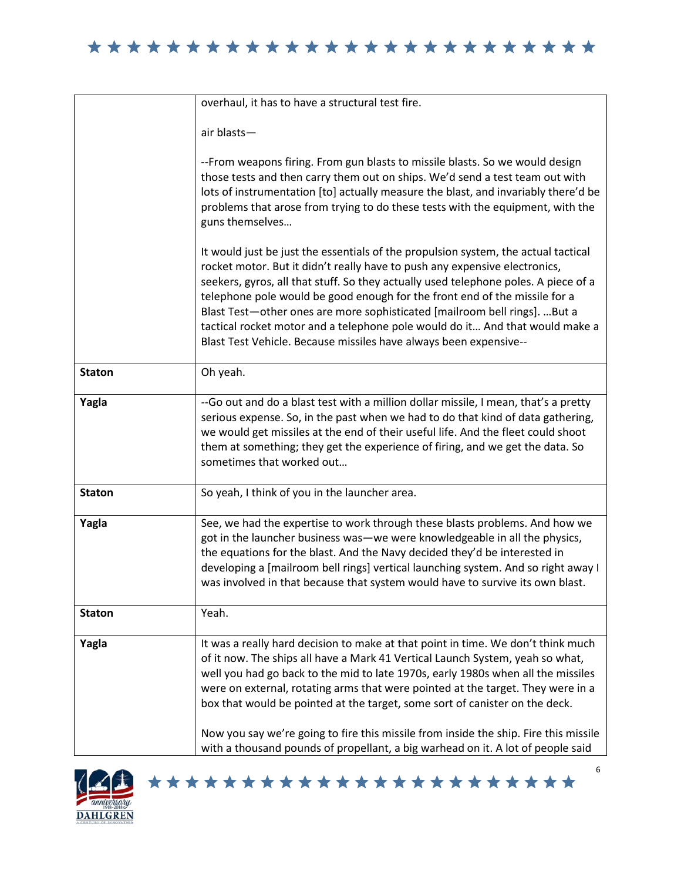| | |
|---|---|
| | overhaul, it has to have a structural test fire.<br><br>air blasts—<br><br>--From weapons firing. From gun blasts to missile blasts. So we would design those tests and then carry them out on ships. We'd send a test team out with lots of instrumentation [to] actually measure the blast, and invariably there'd be problems that arose from trying to do these tests with the equipment, with the guns themselves…<br><br>It would just be just the essentials of the propulsion system, the actual tactical rocket motor. But it didn't really have to push any expensive electronics, seekers, gyros, all that stuff. So they actually used telephone poles. A piece of a telephone pole would be good enough for the front end of the missile for a Blast Test—other ones are more sophisticated [mailroom bell rings]. …But a tactical rocket motor and a telephone pole would do it… And that would make a Blast Test Vehicle. Because missiles have always been expensive-- |
| **Staton** | Oh yeah. |
| **Yagla** | --Go out and do a blast test with a million dollar missile, I mean, that's a pretty serious expense. So, in the past when we had to do that kind of data gathering, we would get missiles at the end of their useful life. And the fleet could shoot them at something; they get the experience of firing, and we get the data. So sometimes that worked out… |
| **Staton** | So yeah, I think of you in the launcher area. |
| **Yagla** | See, we had the expertise to work through these blasts problems. And how we got in the launcher business was—we were knowledgeable in all the physics, the equations for the blast. And the Navy decided they'd be interested in developing a [mailroom bell rings] vertical launching system. And so right away I was involved in that because that system would have to survive its own blast. |
| **Staton** | Yeah. |
| **Yagla** | It was a really hard decision to make at that point in time. We don't think much of it now. The ships all have a Mark 41 Vertical Launch System, yeah so what, well you had go back to the mid to late 1970s, early 1980s when all the missiles were on external, rotating arms that were pointed at the target. They were in a box that would be pointed at the target, some sort of canister on the deck.<br><br>Now you say we're going to fire this missile from inside the ship. Fire this missile with a thousand pounds of propellant, a big warhead on it. A lot of people said |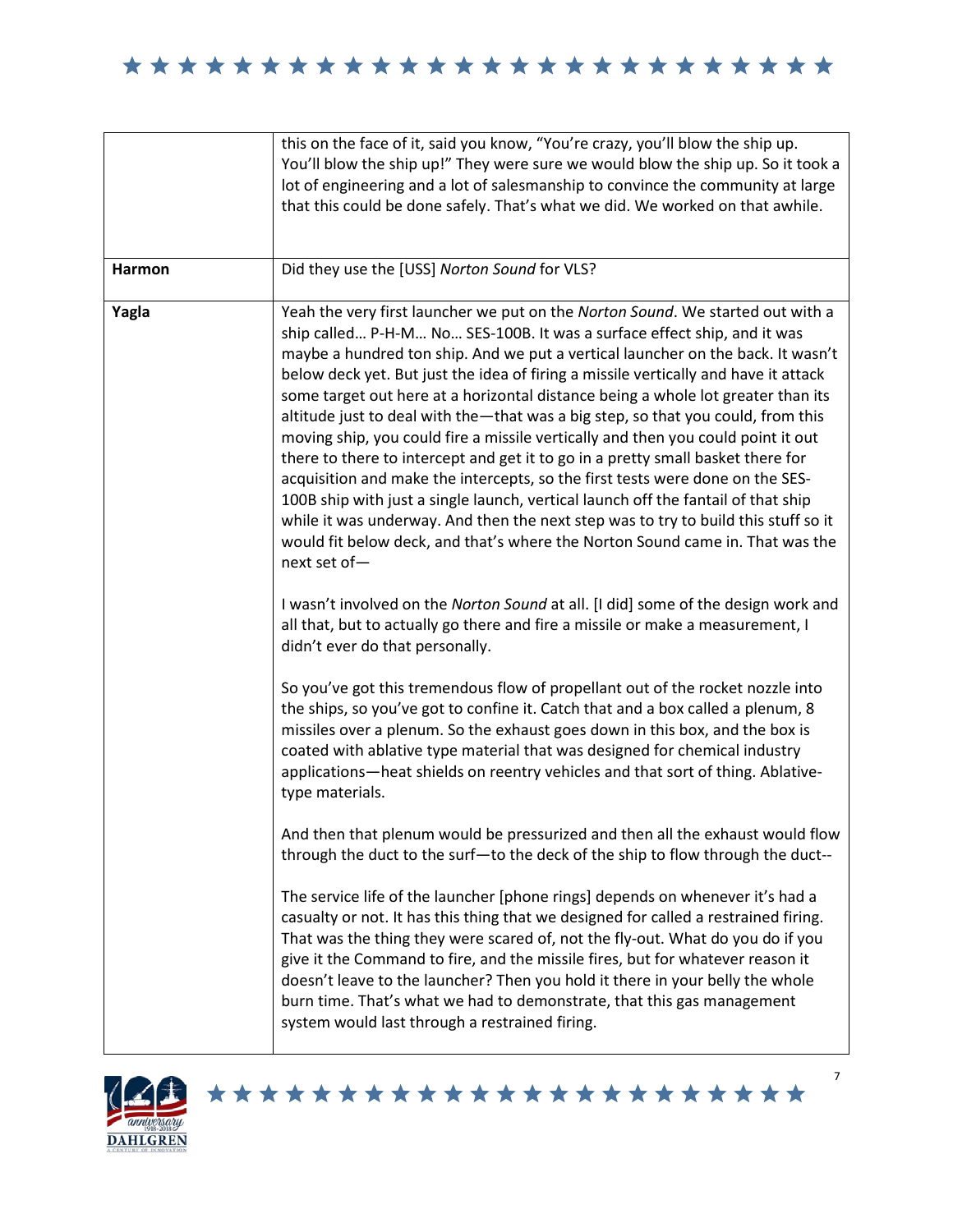| | |
|---|---|
| | this on the face of it, said you know, "You're crazy, you'll blow the ship up. You'll blow the ship up!" They were sure we would blow the ship up. So it took a lot of engineering and a lot of salesmanship to convince the community at large that this could be done safely. That's what we did. We worked on that awhile. |
| **Harmon** | Did they use the [USS] *Norton Sound* for VLS? |
| **Yagla** | Yeah the very first launcher we put on the *Norton Sound*. We started out with a ship called… P-H-M… No… SES-100B. It was a surface effect ship, and it was maybe a hundred ton ship. And we put a vertical launcher on the back. It wasn't below deck yet. But just the idea of firing a missile vertically and have it attack some target out here at a horizontal distance being a whole lot greater than its altitude just to deal with the—that was a big step, so that you could, from this moving ship, you could fire a missile vertically and then you could point it out there to there to intercept and get it to go in a pretty small basket there for acquisition and make the intercepts, so the first tests were done on the SES-100B ship with just a single launch, vertical launch off the fantail of that ship while it was underway. And then the next step was to try to build this stuff so it would fit below deck, and that's where the Norton Sound came in. That was the next set of—<br><br>I wasn't involved on the *Norton Sound* at all. [I did] some of the design work and all that, but to actually go there and fire a missile or make a measurement, I didn't ever do that personally.<br><br>So you've got this tremendous flow of propellant out of the rocket nozzle into the ships, so you've got to confine it. Catch that and a box called a plenum, 8 missiles over a plenum. So the exhaust goes down in this box, and the box is coated with ablative type material that was designed for chemical industry applications—heat shields on reentry vehicles and that sort of thing. Ablative-type materials.<br><br>And then that plenum would be pressurized and then all the exhaust would flow through the duct to the surf—to the deck of the ship to flow through the duct--<br><br>The service life of the launcher [phone rings] depends on whenever it's had a casualty or not. It has this thing that we designed for called a restrained firing. That was the thing they were scared of, not the fly-out. What do you do if you give it the Command to fire, and the missile fires, but for whatever reason it doesn't leave to the launcher? Then you hold it there in your belly the whole burn time. That's what we had to demonstrate, that this gas management system would last through a restrained firing. |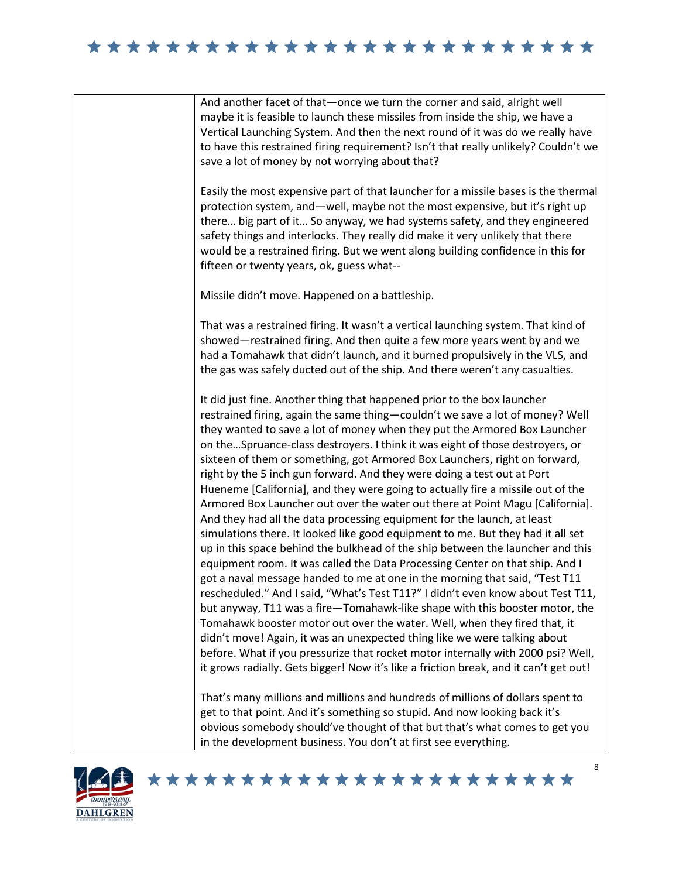And another facet of that—once we turn the corner and said, alright well maybe it is feasible to launch these missiles from inside the ship, we have a Vertical Launching System. And then the next round of it was do we really have to have this restrained firing requirement? Isn't that really unlikely? Couldn't we save a lot of money by not worrying about that?

Easily the most expensive part of that launcher for a missile bases is the thermal protection system, and—well, maybe not the most expensive, but it's right up there… big part of it… So anyway, we had systems safety, and they engineered safety things and interlocks. They really did make it very unlikely that there would be a restrained firing. But we went along building confidence in this for fifteen or twenty years, ok, guess what--

Missile didn't move. Happened on a battleship.

That was a restrained firing. It wasn't a vertical launching system. That kind of showed—restrained firing. And then quite a few more years went by and we had a Tomahawk that didn't launch, and it burned propulsively in the VLS, and the gas was safely ducted out of the ship. And there weren't any casualties.

It did just fine. Another thing that happened prior to the box launcher restrained firing, again the same thing—couldn't we save a lot of money? Well they wanted to save a lot of money when they put the Armored Box Launcher on the…Spruance-class destroyers. I think it was eight of those destroyers, or sixteen of them or something, got Armored Box Launchers, right on forward, right by the 5 inch gun forward. And they were doing a test out at Port Hueneme [California], and they were going to actually fire a missile out of the Armored Box Launcher out over the water out there at Point Magu [California]. And they had all the data processing equipment for the launch, at least simulations there. It looked like good equipment to me. But they had it all set up in this space behind the bulkhead of the ship between the launcher and this equipment room. It was called the Data Processing Center on that ship. And I got a naval message handed to me at one in the morning that said, "Test T11 rescheduled." And I said, "What's Test T11?" I didn't even know about Test T11, but anyway, T11 was a fire—Tomahawk-like shape with this booster motor, the Tomahawk booster motor out over the water. Well, when they fired that, it didn't move! Again, it was an unexpected thing like we were talking about before. What if you pressurize that rocket motor internally with 2000 psi? Well, it grows radially. Gets bigger! Now it's like a friction break, and it can't get out!

That's many millions and millions and hundreds of millions of dollars spent to get to that point. And it's something so stupid. And now looking back it's obvious somebody should've thought of that but that's what comes to get you in the development business. You don't at first see everything.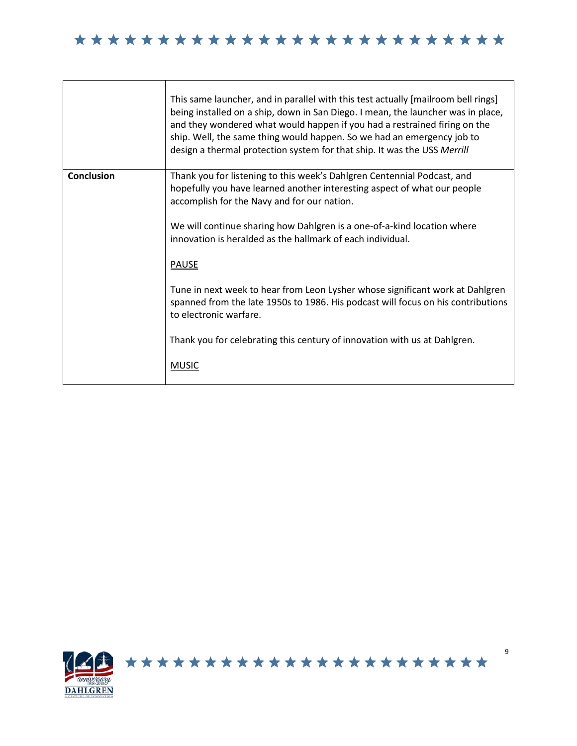| | |
|---|---|
| | This same launcher, and in parallel with this test actually [mailroom bell rings] being installed on a ship, down in San Diego. I mean, the launcher was in place, and they wondered what would happen if you had a restrained firing on the ship. Well, the same thing would happen. So we had an emergency job to design a thermal protection system for that ship. It was the USS *Merrill* |
| **Conclusion** | Thank you for listening to this week's Dahlgren Centennial Podcast, and hopefully you have learned another interesting aspect of what our people accomplish for the Navy and for our nation.<br><br>We will continue sharing how Dahlgren is a one-of-a-kind location where innovation is heralded as the hallmark of each individual.<br><br><u>PAUSE</u><br><br>Tune in next week to hear from Leon Lysher whose significant work at Dahlgren spanned from the late 1950s to 1986. His podcast will focus on his contributions to electronic warfare.<br><br>Thank you for celebrating this century of innovation with us at Dahlgren.<br><br><u>MUSIC</u> |